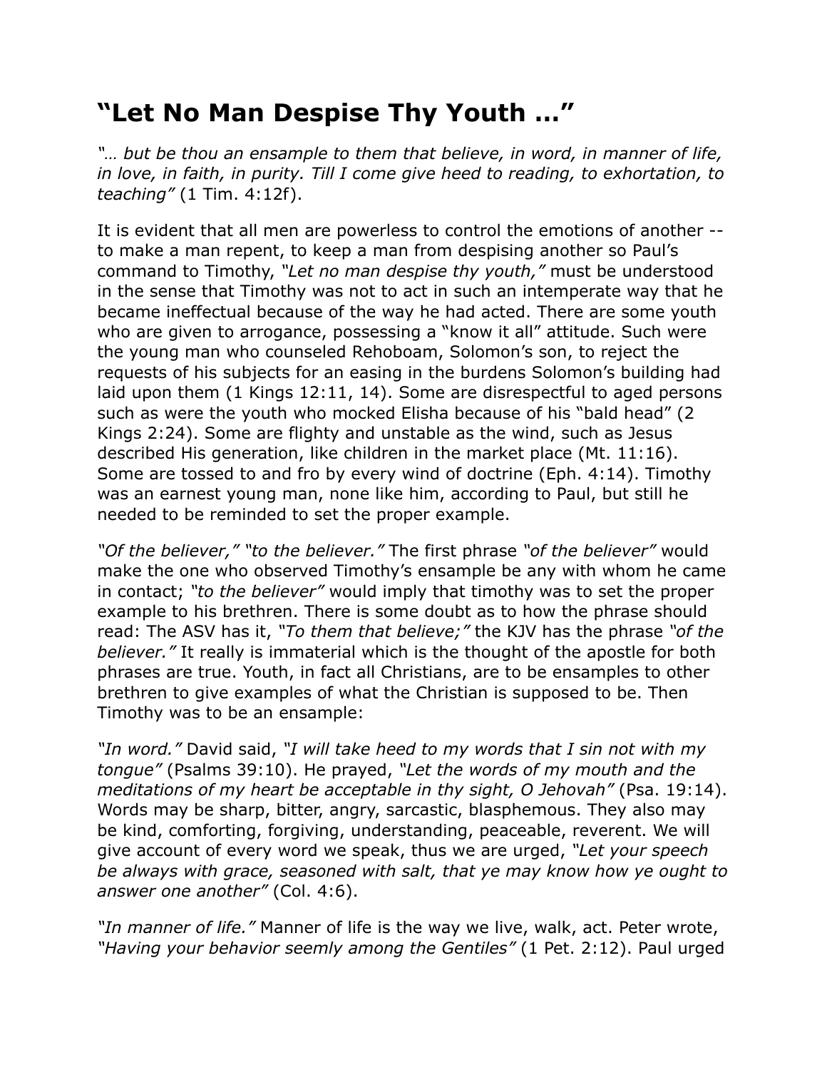# “Let No Man Despise Thy Youth …”

*“… but be thou an ensample to them that believe, in word, in manner of life, in love, in faith, in purity. Till I come give heed to reading, to exhortation, to teaching”* (1 Tim. 4:12f).

It is evident that all men are powerless to control the emotions of another -- to make a man repent, to keep a man from despising another so Paul’s command to Timothy, *“Let no man despise thy youth,”* must be understood in the sense that Timothy was not to act in such an intemperate way that he became ineffectual because of the way he had acted. There are some youth who are given to arrogance, possessing a “know it all” attitude. Such were the young man who counseled Rehoboam, Solomon’s son, to reject the requests of his subjects for an easing in the burdens Solomon’s building had laid upon them (1 Kings 12:11, 14). Some are disrespectful to aged persons such as were the youth who mocked Elisha because of his “bald head” (2 Kings 2:24). Some are flighty and unstable as the wind, such as Jesus described His generation, like children in the market place (Mt. 11:16). Some are tossed to and fro by every wind of doctrine (Eph. 4:14). Timothy was an earnest young man, none like him, according to Paul, but still he needed to be reminded to set the proper example.

*“Of the believer,” “to the believer.”* The first phrase *“of the believer”* would make the one who observed Timothy’s ensample be any with whom he came in contact; *“to the believer”* would imply that timothy was to set the proper example to his brethren. There is some doubt as to how the phrase should read: The ASV has it, *“To them that believe;”* the KJV has the phrase *“of the believer.”* It really is immaterial which is the thought of the apostle for both phrases are true. Youth, in fact all Christians, are to be ensamples to other brethren to give examples of what the Christian is supposed to be. Then Timothy was to be an ensample:

*“In word.”* David said, *“I will take heed to my words that I sin not with my tongue”* (Psalms 39:10). He prayed, *“Let the words of my mouth and the meditations of my heart be acceptable in thy sight, O Jehovah”* (Psa. 19:14). Words may be sharp, bitter, angry, sarcastic, blasphemous. They also may be kind, comforting, forgiving, understanding, peaceable, reverent. We will give account of every word we speak, thus we are urged, *“Let your speech be always with grace, seasoned with salt, that ye may know how ye ought to answer one another”* (Col. 4:6).

*“In manner of life.”* Manner of life is the way we live, walk, act. Peter wrote, *“Having your behavior seemly among the Gentiles”* (1 Pet. 2:12). Paul urged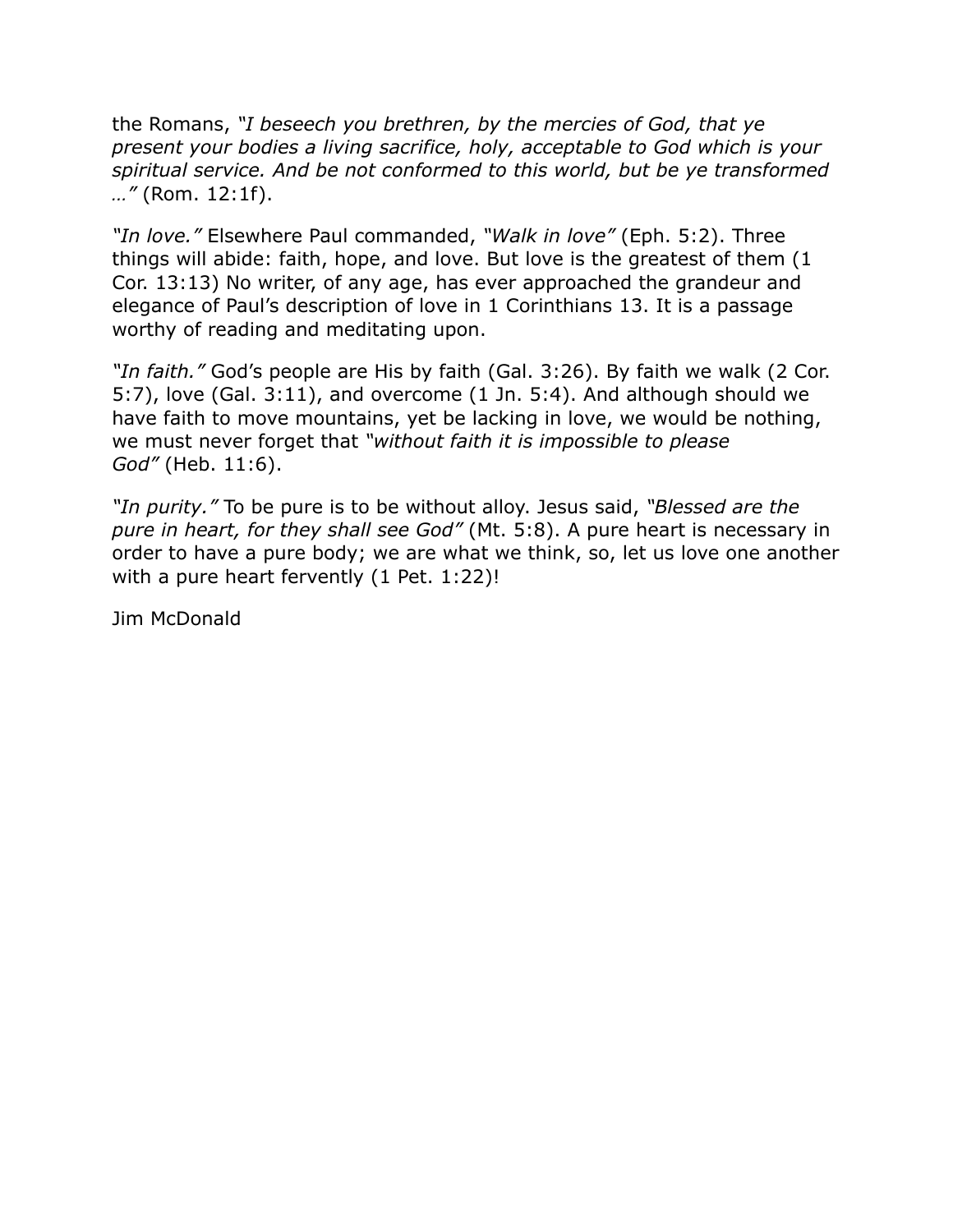the Romans, *"I beseech you brethren, by the mercies of God, that ye present your bodies a living sacrifice, holy, acceptable to God which is your spiritual service. And be not conformed to this world, but be ye transformed …"* (Rom. 12:1f).

*"In love."* Elsewhere Paul commanded, *"Walk in love"* (Eph. 5:2). Three things will abide: faith, hope, and love. But love is the greatest of them (1 Cor. 13:13) No writer, of any age, has ever approached the grandeur and elegance of Paul's description of love in 1 Corinthians 13. It is a passage worthy of reading and meditating upon.

*"In faith."* God's people are His by faith (Gal. 3:26). By faith we walk (2 Cor. 5:7), love (Gal. 3:11), and overcome (1 Jn. 5:4). And although should we have faith to move mountains, yet be lacking in love, we would be nothing, we must never forget that *"without faith it is impossible to please God"* (Heb. 11:6).

*"In purity."* To be pure is to be without alloy. Jesus said, *"Blessed are the pure in heart, for they shall see God"* (Mt. 5:8). A pure heart is necessary in order to have a pure body; we are what we think, so, let us love one another with a pure heart fervently (1 Pet. 1:22)!

Jim McDonald